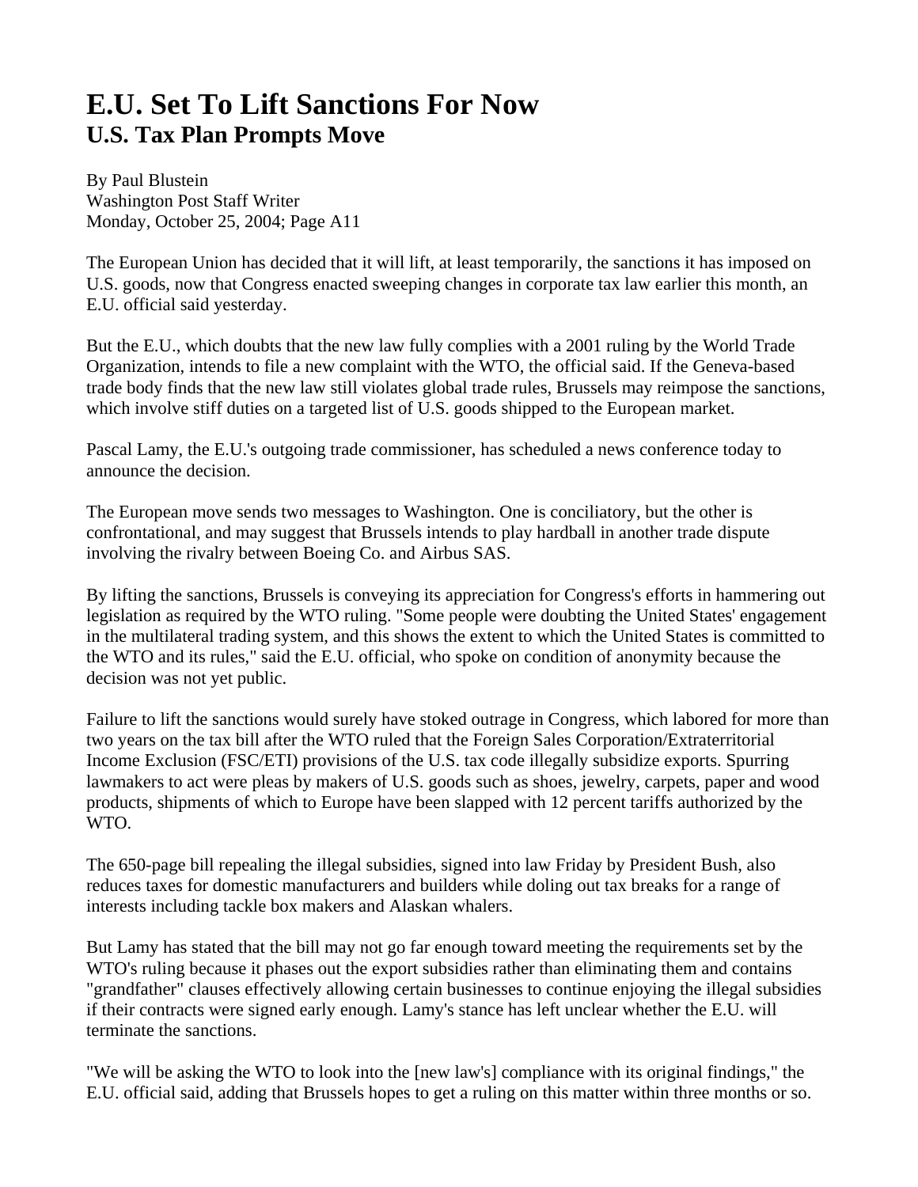# E.U. Set To Lift Sanctions For Now

## U.S. Tax Plan Prompts Move

By Paul Blustein
Washington Post Staff Writer
Monday, October 25, 2004; Page A11

The European Union has decided that it will lift, at least temporarily, the sanctions it has imposed on U.S. goods, now that Congress enacted sweeping changes in corporate tax law earlier this month, an E.U. official said yesterday.

But the E.U., which doubts that the new law fully complies with a 2001 ruling by the World Trade Organization, intends to file a new complaint with the WTO, the official said. If the Geneva-based trade body finds that the new law still violates global trade rules, Brussels may reimpose the sanctions, which involve stiff duties on a targeted list of U.S. goods shipped to the European market.

Pascal Lamy, the E.U.'s outgoing trade commissioner, has scheduled a news conference today to announce the decision.

The European move sends two messages to Washington. One is conciliatory, but the other is confrontational, and may suggest that Brussels intends to play hardball in another trade dispute involving the rivalry between Boeing Co. and Airbus SAS.

By lifting the sanctions, Brussels is conveying its appreciation for Congress's efforts in hammering out legislation as required by the WTO ruling. "Some people were doubting the United States' engagement in the multilateral trading system, and this shows the extent to which the United States is committed to the WTO and its rules," said the E.U. official, who spoke on condition of anonymity because the decision was not yet public.

Failure to lift the sanctions would surely have stoked outrage in Congress, which labored for more than two years on the tax bill after the WTO ruled that the Foreign Sales Corporation/Extraterritorial Income Exclusion (FSC/ETI) provisions of the U.S. tax code illegally subsidize exports. Spurring lawmakers to act were pleas by makers of U.S. goods such as shoes, jewelry, carpets, paper and wood products, shipments of which to Europe have been slapped with 12 percent tariffs authorized by the WTO.

The 650-page bill repealing the illegal subsidies, signed into law Friday by President Bush, also reduces taxes for domestic manufacturers and builders while doling out tax breaks for a range of interests including tackle box makers and Alaskan whalers.

But Lamy has stated that the bill may not go far enough toward meeting the requirements set by the WTO's ruling because it phases out the export subsidies rather than eliminating them and contains "grandfather" clauses effectively allowing certain businesses to continue enjoying the illegal subsidies if their contracts were signed early enough. Lamy's stance has left unclear whether the E.U. will terminate the sanctions.

"We will be asking the WTO to look into the [new law's] compliance with its original findings," the E.U. official said, adding that Brussels hopes to get a ruling on this matter within three months or so.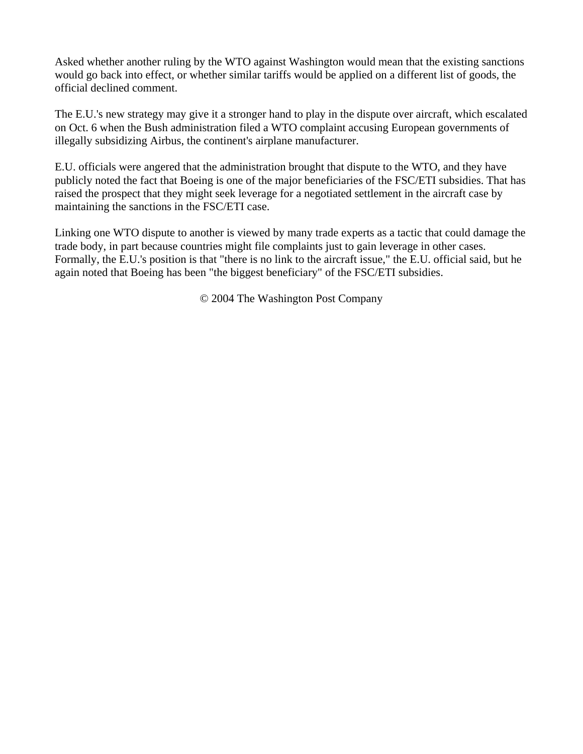Asked whether another ruling by the WTO against Washington would mean that the existing sanctions would go back into effect, or whether similar tariffs would be applied on a different list of goods, the official declined comment.

The E.U.'s new strategy may give it a stronger hand to play in the dispute over aircraft, which escalated on Oct. 6 when the Bush administration filed a WTO complaint accusing European governments of illegally subsidizing Airbus, the continent's airplane manufacturer.

E.U. officials were angered that the administration brought that dispute to the WTO, and they have publicly noted the fact that Boeing is one of the major beneficiaries of the FSC/ETI subsidies. That has raised the prospect that they might seek leverage for a negotiated settlement in the aircraft case by maintaining the sanctions in the FSC/ETI case.

Linking one WTO dispute to another is viewed by many trade experts as a tactic that could damage the trade body, in part because countries might file complaints just to gain leverage in other cases. Formally, the E.U.'s position is that "there is no link to the aircraft issue," the E.U. official said, but he again noted that Boeing has been "the biggest beneficiary" of the FSC/ETI subsidies.

© 2004 The Washington Post Company